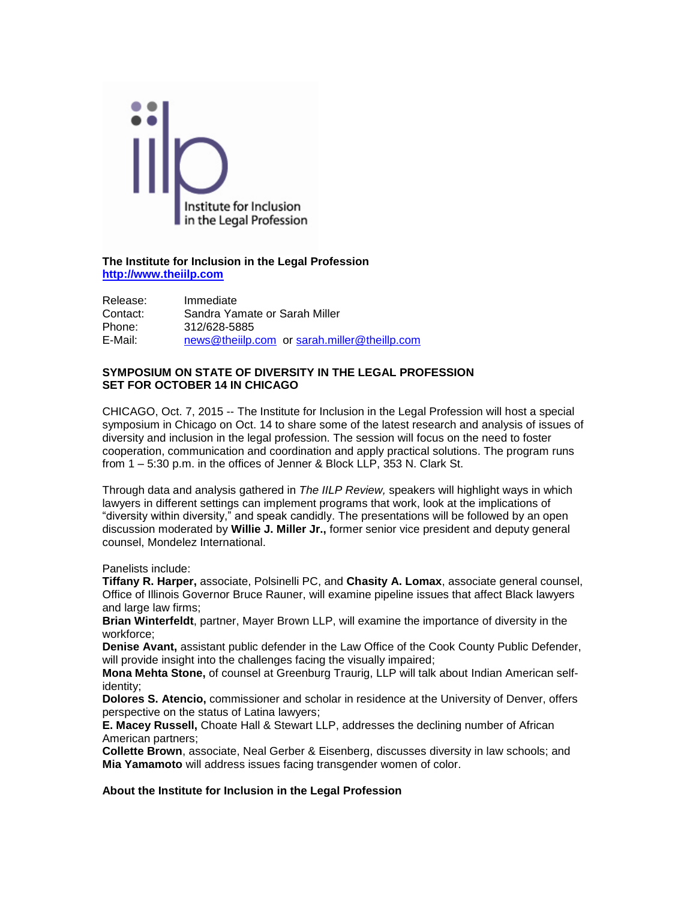**The Institute for Inclusion in the Legal Profession**
**http://www.theiilp.com**

| | |
|---|---|
| Release: | Immediate |
| Contact: | Sandra Yamate or Sarah Miller |
| Phone: | 312/628-5885 |
| E-Mail: | news@theiilp.com or sarah.miller@theillp.com |

**SYMPOSIUM ON STATE OF DIVERSITY IN THE LEGAL PROFESSION**
**SET FOR OCTOBER 14 IN CHICAGO**

CHICAGO, Oct. 7, 2015 -- The Institute for Inclusion in the Legal Profession will host a special symposium in Chicago on Oct. 14 to share some of the latest research and analysis of issues of diversity and inclusion in the legal profession. The session will focus on the need to foster cooperation, communication and coordination and apply practical solutions. The program runs from 1 – 5:30 p.m. in the offices of Jenner & Block LLP, 353 N. Clark St.

Through data and analysis gathered in *The IILP Review,* speakers will highlight ways in which lawyers in different settings can implement programs that work, look at the implications of "diversity within diversity," and speak candidly. The presentations will be followed by an open discussion moderated by **Willie J. Miller Jr.,** former senior vice president and deputy general counsel, Mondelez International.

Panelists include:
**Tiffany R. Harper,** associate, Polsinelli PC, and **Chasity A. Lomax**, associate general counsel, Office of Illinois Governor Bruce Rauner, will examine pipeline issues that affect Black lawyers and large law firms;
**Brian Winterfeldt**, partner, Mayer Brown LLP, will examine the importance of diversity in the workforce;
**Denise Avant,** assistant public defender in the Law Office of the Cook County Public Defender, will provide insight into the challenges facing the visually impaired;
**Mona Mehta Stone,** of counsel at Greenburg Traurig, LLP will talk about Indian American self-identity;
**Dolores S. Atencio,** commissioner and scholar in residence at the University of Denver, offers perspective on the status of Latina lawyers;
**E. Macey Russell,** Choate Hall & Stewart LLP, addresses the declining number of African American partners;
**Collette Brown**, associate, Neal Gerber & Eisenberg, discusses diversity in law schools; and
**Mia Yamamoto** will address issues facing transgender women of color.

**About the Institute for Inclusion in the Legal Profession**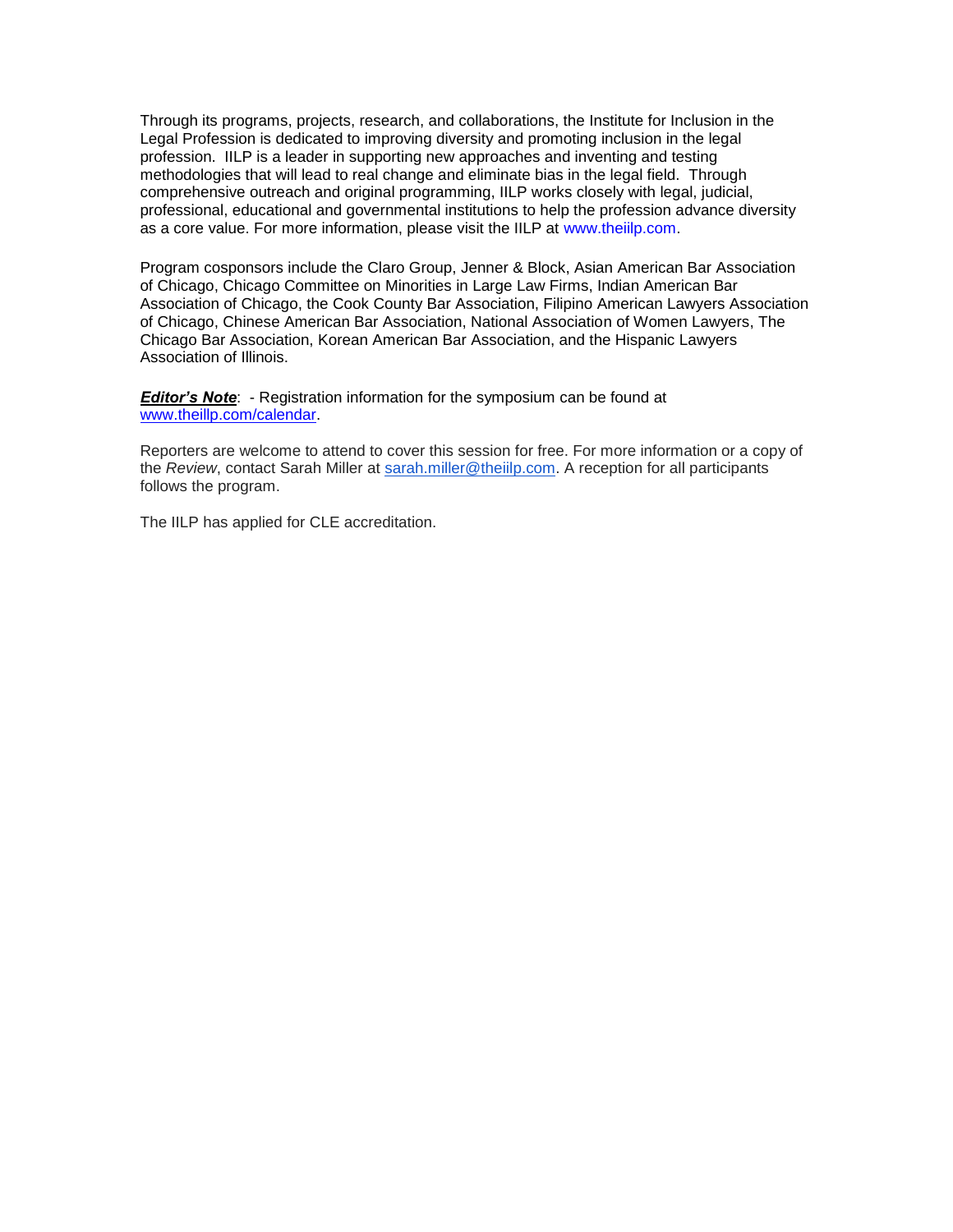Through its programs, projects, research, and collaborations, the Institute for Inclusion in the Legal Profession is dedicated to improving diversity and promoting inclusion in the legal profession. IILP is a leader in supporting new approaches and inventing and testing methodologies that will lead to real change and eliminate bias in the legal field. Through comprehensive outreach and original programming, IILP works closely with legal, judicial, professional, educational and governmental institutions to help the profession advance diversity as a core value. For more information, please visit the IILP at www.theiilp.com.

Program cosponsors include the Claro Group, Jenner & Block, Asian American Bar Association of Chicago, Chicago Committee on Minorities in Large Law Firms, Indian American Bar Association of Chicago, the Cook County Bar Association, Filipino American Lawyers Association of Chicago, Chinese American Bar Association, National Association of Women Lawyers, The Chicago Bar Association, Korean American Bar Association, and the Hispanic Lawyers Association of Illinois.

***Editor's Note***: - Registration information for the symposium can be found at www.theillp.com/calendar.

Reporters are welcome to attend to cover this session for free. For more information or a copy of the *Review*, contact Sarah Miller at sarah.miller@theiilp.com. A reception for all participants follows the program.

The IILP has applied for CLE accreditation.